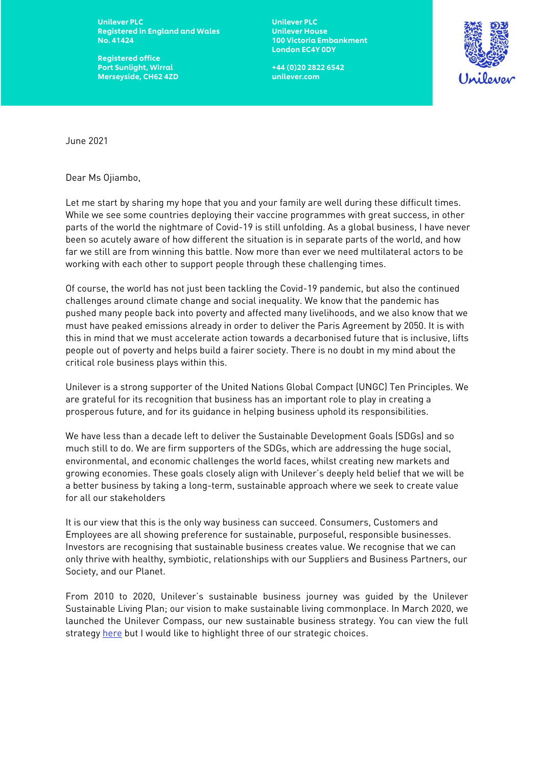Unilever PLC
Registered in England and Wales
No. 41424

Registered office
Port Sunlight, Wirral
Merseyside, CH62 4ZD

Unilever PLC
Unilever House
100 Victoria Embankment
London EC4Y 0DY

+44 (0)20 2822 6542
unilever.com

June 2021

Dear Ms Ojiambo,

Let me start by sharing my hope that you and your family are well during these difficult times. While we see some countries deploying their vaccine programmes with great success, in other parts of the world the nightmare of Covid-19 is still unfolding. As a global business, I have never been so acutely aware of how different the situation is in separate parts of the world, and how far we still are from winning this battle. Now more than ever we need multilateral actors to be working with each other to support people through these challenging times.

Of course, the world has not just been tackling the Covid-19 pandemic, but also the continued challenges around climate change and social inequality. We know that the pandemic has pushed many people back into poverty and affected many livelihoods, and we also know that we must have peaked emissions already in order to deliver the Paris Agreement by 2050. It is with this in mind that we must accelerate action towards a decarbonised future that is inclusive, lifts people out of poverty and helps build a fairer society. There is no doubt in my mind about the critical role business plays within this.

Unilever is a strong supporter of the United Nations Global Compact (UNGC) Ten Principles. We are grateful for its recognition that business has an important role to play in creating a prosperous future, and for its guidance in helping business uphold its responsibilities.

We have less than a decade left to deliver the Sustainable Development Goals (SDGs) and so much still to do. We are firm supporters of the SDGs, which are addressing the huge social, environmental, and economic challenges the world faces, whilst creating new markets and growing economies. These goals closely align with Unilever's deeply held belief that we will be a better business by taking a long-term, sustainable approach where we seek to create value for all our stakeholders

It is our view that this is the only way business can succeed. Consumers, Customers and Employees are all showing preference for sustainable, purposeful, responsible businesses. Investors are recognising that sustainable business creates value. We recognise that we can only thrive with healthy, symbiotic, relationships with our Suppliers and Business Partners, our Society, and our Planet.

From 2010 to 2020, Unilever's sustainable business journey was guided by the Unilever Sustainable Living Plan; our vision to make sustainable living commonplace. In March 2020, we launched the Unilever Compass, our new sustainable business strategy. You can view the full strategy here but I would like to highlight three of our strategic choices.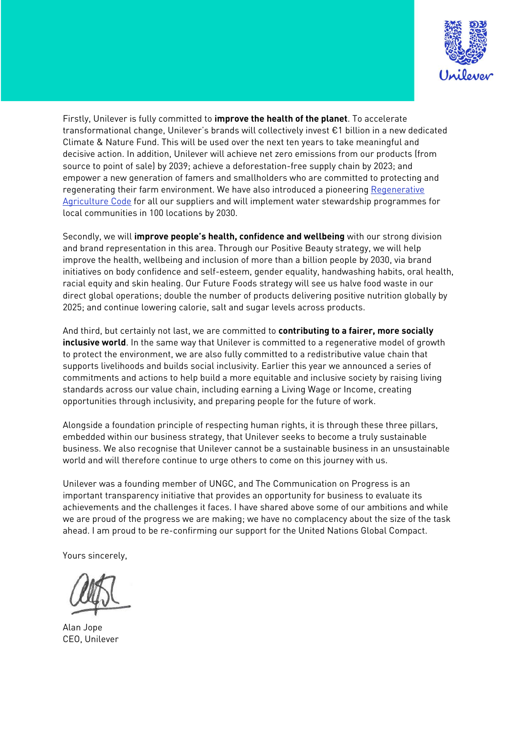Firstly, Unilever is fully committed to **improve the health of the planet**. To accelerate transformational change, Unilever's brands will collectively invest €1 billion in a new dedicated Climate & Nature Fund. This will be used over the next ten years to take meaningful and decisive action. In addition, Unilever will achieve net zero emissions from our products (from source to point of sale) by 2039; achieve a deforestation-free supply chain by 2023; and empower a new generation of famers and smallholders who are committed to protecting and regenerating their farm environment. We have also introduced a pioneering Regenerative Agriculture Code for all our suppliers and will implement water stewardship programmes for local communities in 100 locations by 2030.

Secondly, we will **improve people's health, confidence and wellbeing** with our strong division and brand representation in this area. Through our Positive Beauty strategy, we will help improve the health, wellbeing and inclusion of more than a billion people by 2030, via brand initiatives on body confidence and self-esteem, gender equality, handwashing habits, oral health, racial equity and skin healing. Our Future Foods strategy will see us halve food waste in our direct global operations; double the number of products delivering positive nutrition globally by 2025; and continue lowering calorie, salt and sugar levels across products.

And third, but certainly not last, we are committed to **contributing to a fairer, more socially inclusive world**. In the same way that Unilever is committed to a regenerative model of growth to protect the environment, we are also fully committed to a redistributive value chain that supports livelihoods and builds social inclusivity. Earlier this year we announced a series of commitments and actions to help build a more equitable and inclusive society by raising living standards across our value chain, including earning a Living Wage or Income, creating opportunities through inclusivity, and preparing people for the future of work.

Alongside a foundation principle of respecting human rights, it is through these three pillars, embedded within our business strategy, that Unilever seeks to become a truly sustainable business. We also recognise that Unilever cannot be a sustainable business in an unsustainable world and will therefore continue to urge others to come on this journey with us.

Unilever was a founding member of UNGC, and The Communication on Progress is an important transparency initiative that provides an opportunity for business to evaluate its achievements and the challenges it faces. I have shared above some of our ambitions and while we are proud of the progress we are making; we have no complacency about the size of the task ahead. I am proud to be re-confirming our support for the United Nations Global Compact.

Yours sincerely,

Alan Jope
CEO, Unilever